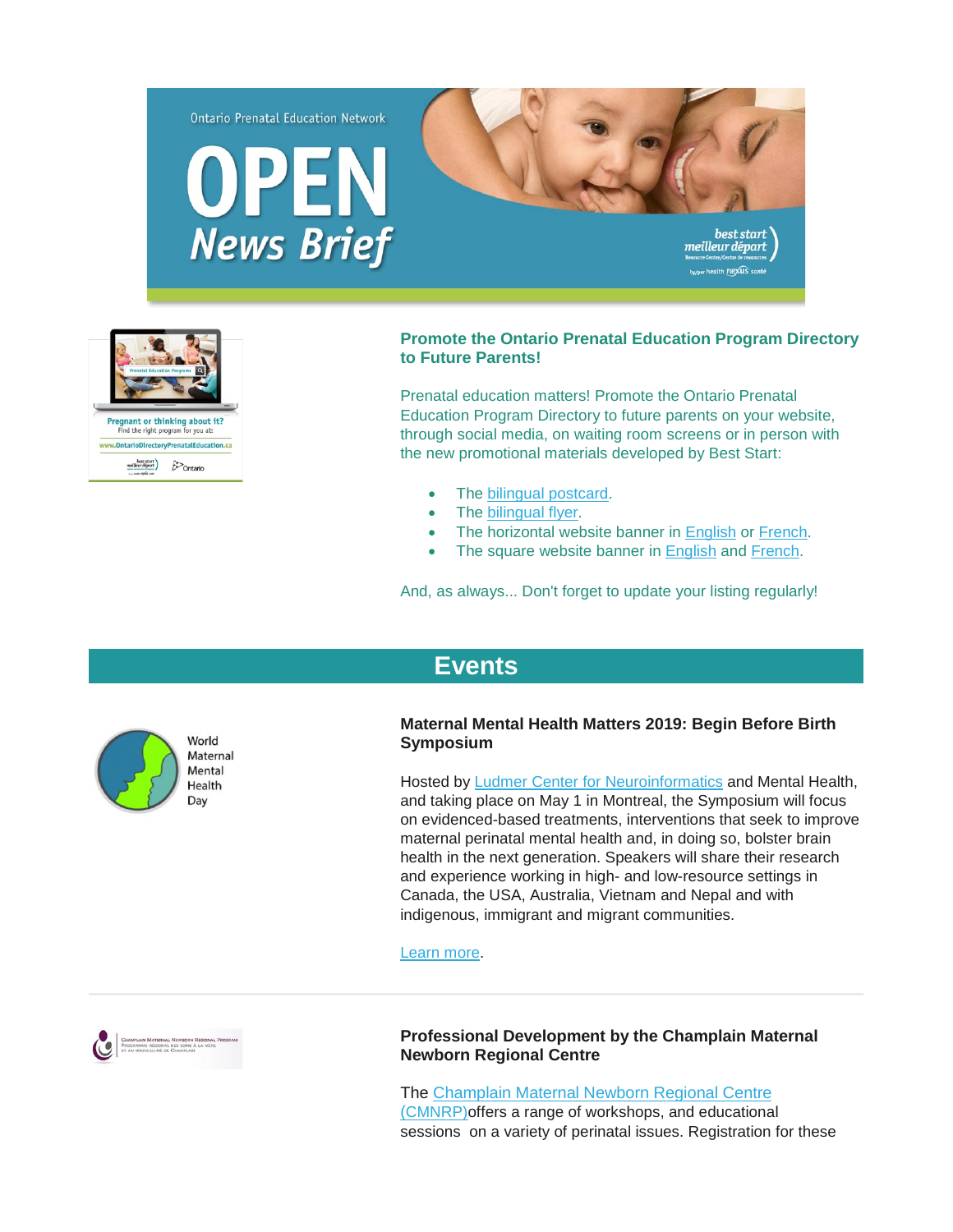Ontario Prenatal Education Network

# OPEN News Brief

## Promote the Ontario Prenatal Education Program Directory to Future Parents!

Prenatal education matters! Promote the Ontario Prenatal Education Program Directory to future parents on your website, through social media, on waiting room screens or in person with the new promotional materials developed by Best Start:

- The bilingual postcard.
- The bilingual flyer.
- The horizontal website banner in English or French.
- The square website banner in English and French.

And, as always... Don't forget to update your listing regularly!

## Events

### Maternal Mental Health Matters 2019: Begin Before Birth Symposium

Hosted by Ludmer Center for Neuroinformatics and Mental Health, and taking place on May 1 in Montreal, the Symposium will focus on evidenced-based treatments, interventions that seek to improve maternal perinatal mental health and, in doing so, bolster brain health in the next generation. Speakers will share their research and experience working in high- and low-resource settings in Canada, the USA, Australia, Vietnam and Nepal and with indigenous, immigrant and migrant communities.

Learn more.

### Professional Development by the Champlain Maternal Newborn Regional Centre

The Champlain Maternal Newborn Regional Centre (CMNRP)offers a range of workshops, and educational sessions on a variety of perinatal issues. Registration for these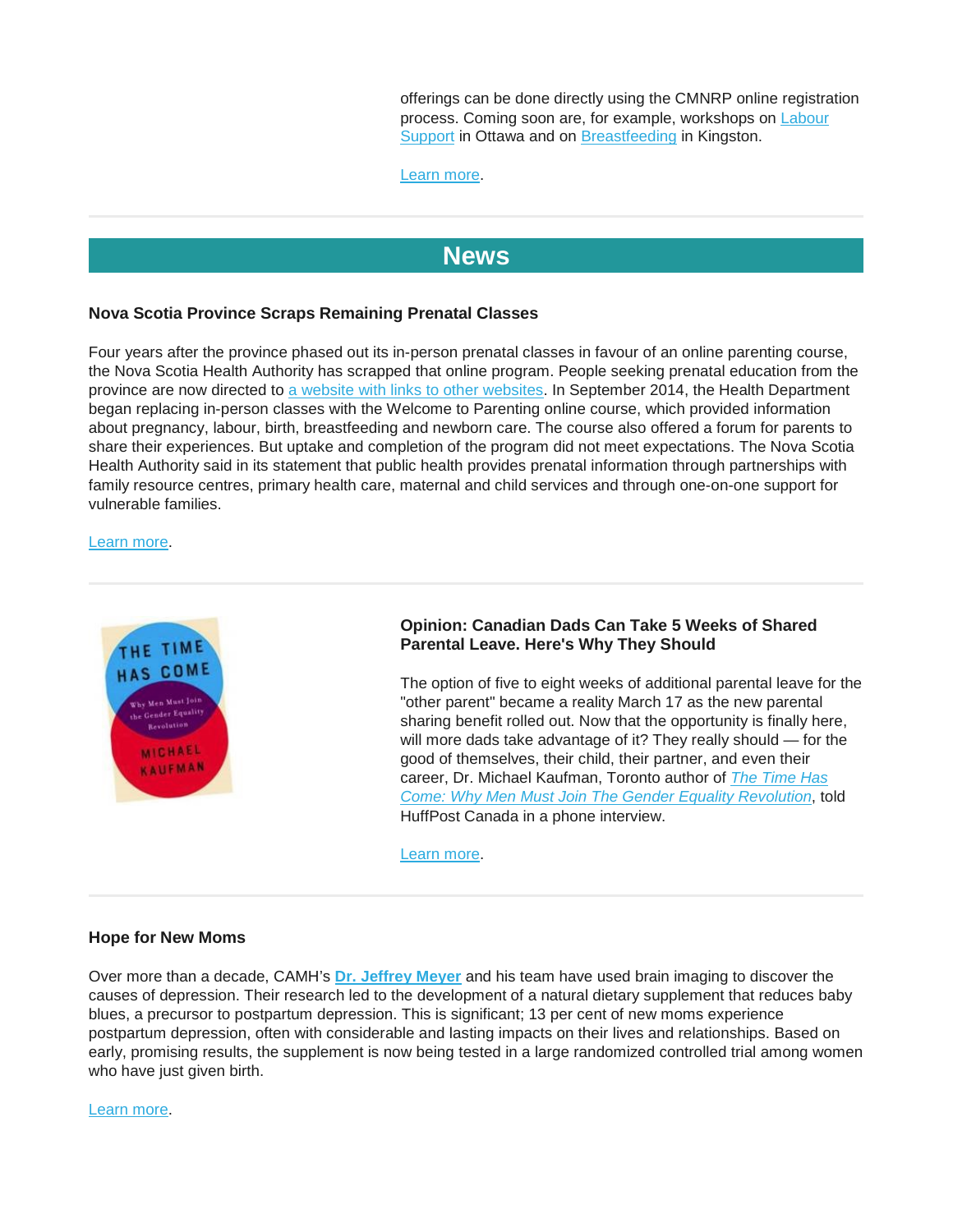offerings can be done directly using the CMNRP online registration process. Coming soon are, for example, workshops on Labour Support in Ottawa and on Breastfeeding in Kingston.

Learn more.

## News

### Nova Scotia Province Scraps Remaining Prenatal Classes

Four years after the province phased out its in-person prenatal classes in favour of an online parenting course, the Nova Scotia Health Authority has scrapped that online program. People seeking prenatal education from the province are now directed to a website with links to other websites. In September 2014, the Health Department began replacing in-person classes with the Welcome to Parenting online course, which provided information about pregnancy, labour, birth, breastfeeding and newborn care. The course also offered a forum for parents to share their experiences. But uptake and completion of the program did not meet expectations. The Nova Scotia Health Authority said in its statement that public health provides prenatal information through partnerships with family resource centres, primary health care, maternal and child services and through one-on-one support for vulnerable families.

Learn more.

### Opinion: Canadian Dads Can Take 5 Weeks of Shared Parental Leave. Here's Why They Should

The option of five to eight weeks of additional parental leave for the "other parent" became a reality March 17 as the new parental sharing benefit rolled out. Now that the opportunity is finally here, will more dads take advantage of it? They really should — for the good of themselves, their child, their partner, and even their career, Dr. Michael Kaufman, Toronto author of *The Time Has Come: Why Men Must Join The Gender Equality Revolution*, told HuffPost Canada in a phone interview.

Learn more.

### Hope for New Moms

Over more than a decade, CAMH's **Dr. Jeffrey Meyer** and his team have used brain imaging to discover the causes of depression. Their research led to the development of a natural dietary supplement that reduces baby blues, a precursor to postpartum depression. This is significant; 13 per cent of new moms experience postpartum depression, often with considerable and lasting impacts on their lives and relationships. Based on early, promising results, the supplement is now being tested in a large randomized controlled trial among women who have just given birth.

Learn more.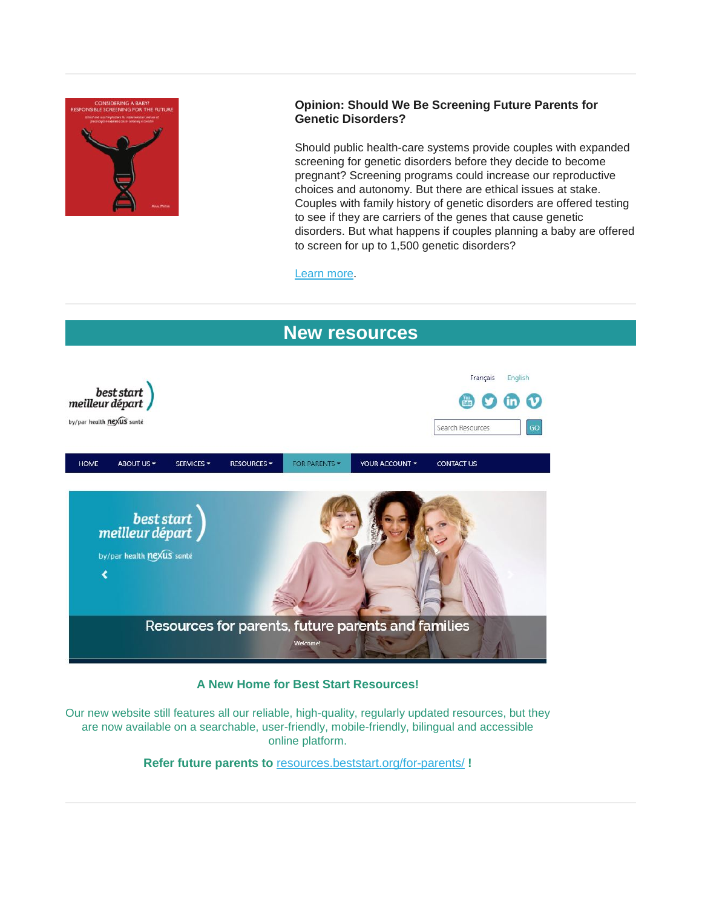### Opinion: Should We Be Screening Future Parents for Genetic Disorders?

Should public health-care systems provide couples with expanded screening for genetic disorders before they decide to become pregnant? Screening programs could increase our reproductive choices and autonomy. But there are ethical issues at stake. Couples with family history of genetic disorders are offered testing to see if they are carriers of the genes that cause genetic disorders. But what happens if couples planning a baby are offered to screen for up to 1,500 genetic disorders?

Learn more.

## New resources

**A New Home for Best Start Resources!**

Our new website still features all our reliable, high-quality, regularly updated resources, but they are now available on a searchable, user-friendly, mobile-friendly, bilingual and accessible online platform.

**Refer future parents to** resources.beststart.org/for-parents/ **!**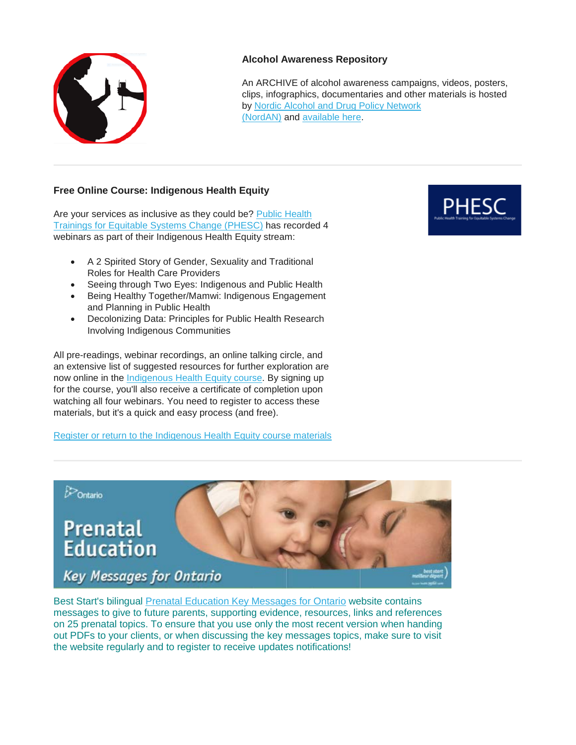### Alcohol Awareness Repository

An ARCHIVE of alcohol awareness campaigns, videos, posters, clips, infographics, documentaries and other materials is hosted by Nordic Alcohol and Drug Policy Network (NordAN) and available here.

---

### Free Online Course: Indigenous Health Equity

Are your services as inclusive as they could be? Public Health Trainings for Equitable Systems Change (PHESC) has recorded 4 webinars as part of their Indigenous Health Equity stream:

- A 2 Spirited Story of Gender, Sexuality and Traditional Roles for Health Care Providers
- Seeing through Two Eyes: Indigenous and Public Health
- Being Healthy Together/Mamwi: Indigenous Engagement and Planning in Public Health
- Decolonizing Data: Principles for Public Health Research Involving Indigenous Communities

All pre-readings, webinar recordings, an online talking circle, and an extensive list of suggested resources for further exploration are now online in the Indigenous Health Equity course. By signing up for the course, you'll also receive a certificate of completion upon watching all four webinars. You need to register to access these materials, but it's a quick and easy process (and free).

Register or return to the Indigenous Health Equity course materials

---

Best Start's bilingual Prenatal Education Key Messages for Ontario website contains messages to give to future parents, supporting evidence, resources, links and references on 25 prenatal topics. To ensure that you use only the most recent version when handing out PDFs to your clients, or when discussing the key messages topics, make sure to visit the website regularly and to register to receive updates notifications!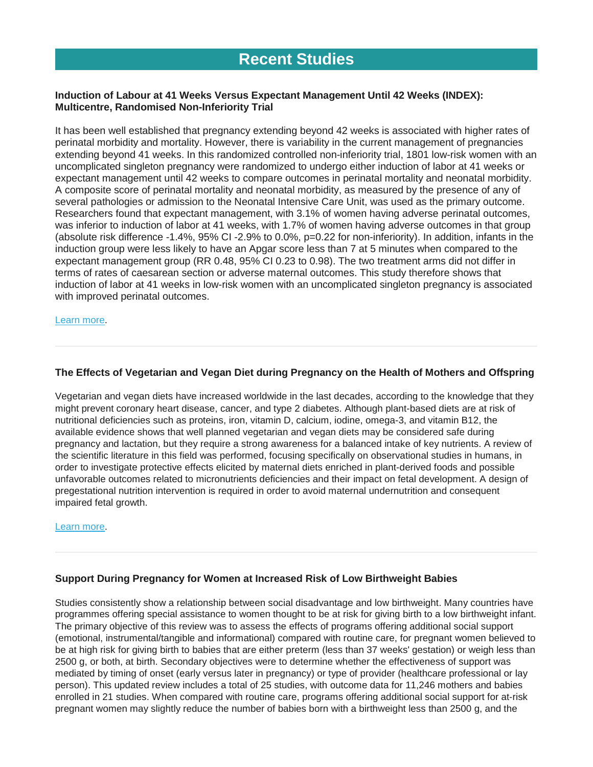# Recent Studies

### Induction of Labour at 41 Weeks Versus Expectant Management Until 42 Weeks (INDEX): Multicentre, Randomised Non-Inferiority Trial

It has been well established that pregnancy extending beyond 42 weeks is associated with higher rates of perinatal morbidity and mortality. However, there is variability in the current management of pregnancies extending beyond 41 weeks. In this randomized controlled non-inferiority trial, 1801 low-risk women with an uncomplicated singleton pregnancy were randomized to undergo either induction of labor at 41 weeks or expectant management until 42 weeks to compare outcomes in perinatal mortality and neonatal morbidity. A composite score of perinatal mortality and neonatal morbidity, as measured by the presence of any of several pathologies or admission to the Neonatal Intensive Care Unit, was used as the primary outcome. Researchers found that expectant management, with 3.1% of women having adverse perinatal outcomes, was inferior to induction of labor at 41 weeks, with 1.7% of women having adverse outcomes in that group (absolute risk difference -1.4%, 95% CI -2.9% to 0.0%, p=0.22 for non-inferiority). In addition, infants in the induction group were less likely to have an Apgar score less than 7 at 5 minutes when compared to the expectant management group (RR 0.48, 95% CI 0.23 to 0.98). The two treatment arms did not differ in terms of rates of caesarean section or adverse maternal outcomes. This study therefore shows that induction of labor at 41 weeks in low-risk women with an uncomplicated singleton pregnancy is associated with improved perinatal outcomes.

Learn more.

---

### The Effects of Vegetarian and Vegan Diet during Pregnancy on the Health of Mothers and Offspring

Vegetarian and vegan diets have increased worldwide in the last decades, according to the knowledge that they might prevent coronary heart disease, cancer, and type 2 diabetes. Although plant-based diets are at risk of nutritional deficiencies such as proteins, iron, vitamin D, calcium, iodine, omega-3, and vitamin B12, the available evidence shows that well planned vegetarian and vegan diets may be considered safe during pregnancy and lactation, but they require a strong awareness for a balanced intake of key nutrients. A review of the scientific literature in this field was performed, focusing specifically on observational studies in humans, in order to investigate protective effects elicited by maternal diets enriched in plant-derived foods and possible unfavorable outcomes related to micronutrients deficiencies and their impact on fetal development. A design of pregestational nutrition intervention is required in order to avoid maternal undernutrition and consequent impaired fetal growth.

Learn more.

---

### Support During Pregnancy for Women at Increased Risk of Low Birthweight Babies

Studies consistently show a relationship between social disadvantage and low birthweight. Many countries have programmes offering special assistance to women thought to be at risk for giving birth to a low birthweight infant. The primary objective of this review was to assess the effects of programs offering additional social support (emotional, instrumental/tangible and informational) compared with routine care, for pregnant women believed to be at high risk for giving birth to babies that are either preterm (less than 37 weeks' gestation) or weigh less than 2500 g, or both, at birth. Secondary objectives were to determine whether the effectiveness of support was mediated by timing of onset (early versus later in pregnancy) or type of provider (healthcare professional or lay person). This updated review includes a total of 25 studies, with outcome data for 11,246 mothers and babies enrolled in 21 studies. When compared with routine care, programs offering additional social support for at-risk pregnant women may slightly reduce the number of babies born with a birthweight less than 2500 g, and the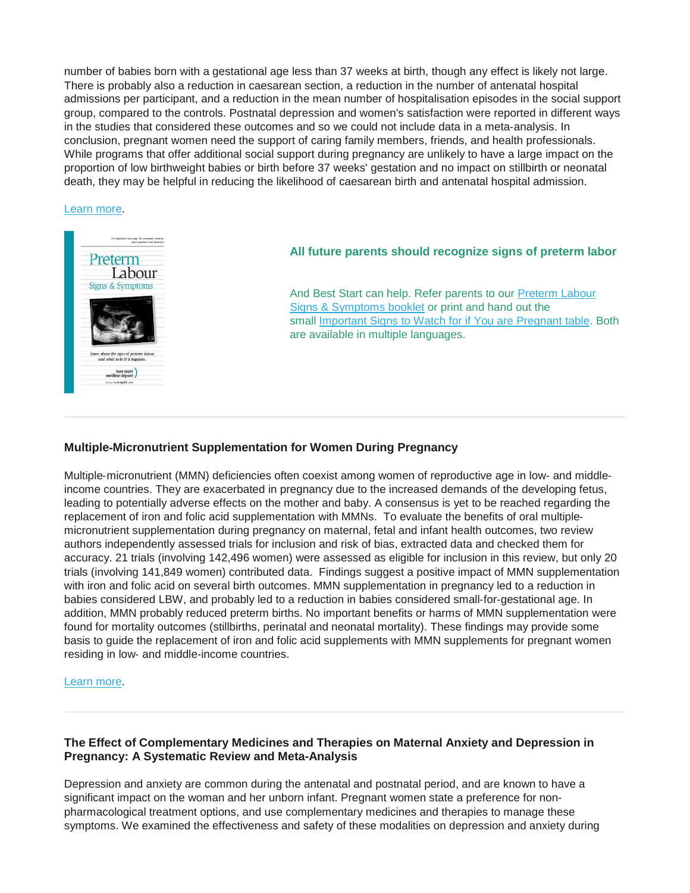number of babies born with a gestational age less than 37 weeks at birth, though any effect is likely not large. There is probably also a reduction in caesarean section, a reduction in the number of antenatal hospital admissions per participant, and a reduction in the mean number of hospitalisation episodes in the social support group, compared to the controls. Postnatal depression and women's satisfaction were reported in different ways in the studies that considered these outcomes and so we could not include data in a meta-analysis. In conclusion, pregnant women need the support of caring family members, friends, and health professionals. While programs that offer additional social support during pregnancy are unlikely to have a large impact on the proportion of low birthweight babies or birth before 37 weeks' gestation and no impact on stillbirth or neonatal death, they may be helpful in reducing the likelihood of caesarean birth and antenatal hospital admission.

Learn more.

**All future parents should recognize signs of preterm labor**

And Best Start can help. Refer parents to our Preterm Labour Signs & Symptoms booklet or print and hand out the small Important Signs to Watch for if You are Pregnant table. Both are available in multiple languages.

---

### Multiple-Micronutrient Supplementation for Women During Pregnancy

Multiple-micronutrient (MMN) deficiencies often coexist among women of reproductive age in low- and middle-income countries. They are exacerbated in pregnancy due to the increased demands of the developing fetus, leading to potentially adverse effects on the mother and baby. A consensus is yet to be reached regarding the replacement of iron and folic acid supplementation with MMNs. To evaluate the benefits of oral multiple-micronutrient supplementation during pregnancy on maternal, fetal and infant health outcomes, two review authors independently assessed trials for inclusion and risk of bias, extracted data and checked them for accuracy. 21 trials (involving 142,496 women) were assessed as eligible for inclusion in this review, but only 20 trials (involving 141,849 women) contributed data. Findings suggest a positive impact of MMN supplementation with iron and folic acid on several birth outcomes. MMN supplementation in pregnancy led to a reduction in babies considered LBW, and probably led to a reduction in babies considered small-for-gestational age. In addition, MMN probably reduced preterm births. No important benefits or harms of MMN supplementation were found for mortality outcomes (stillbirths, perinatal and neonatal mortality). These findings may provide some basis to guide the replacement of iron and folic acid supplements with MMN supplements for pregnant women residing in low- and middle-income countries.

Learn more.

---

### The Effect of Complementary Medicines and Therapies on Maternal Anxiety and Depression in Pregnancy: A Systematic Review and Meta-Analysis

Depression and anxiety are common during the antenatal and postnatal period, and are known to have a significant impact on the woman and her unborn infant. Pregnant women state a preference for non-pharmacological treatment options, and use complementary medicines and therapies to manage these symptoms. We examined the effectiveness and safety of these modalities on depression and anxiety during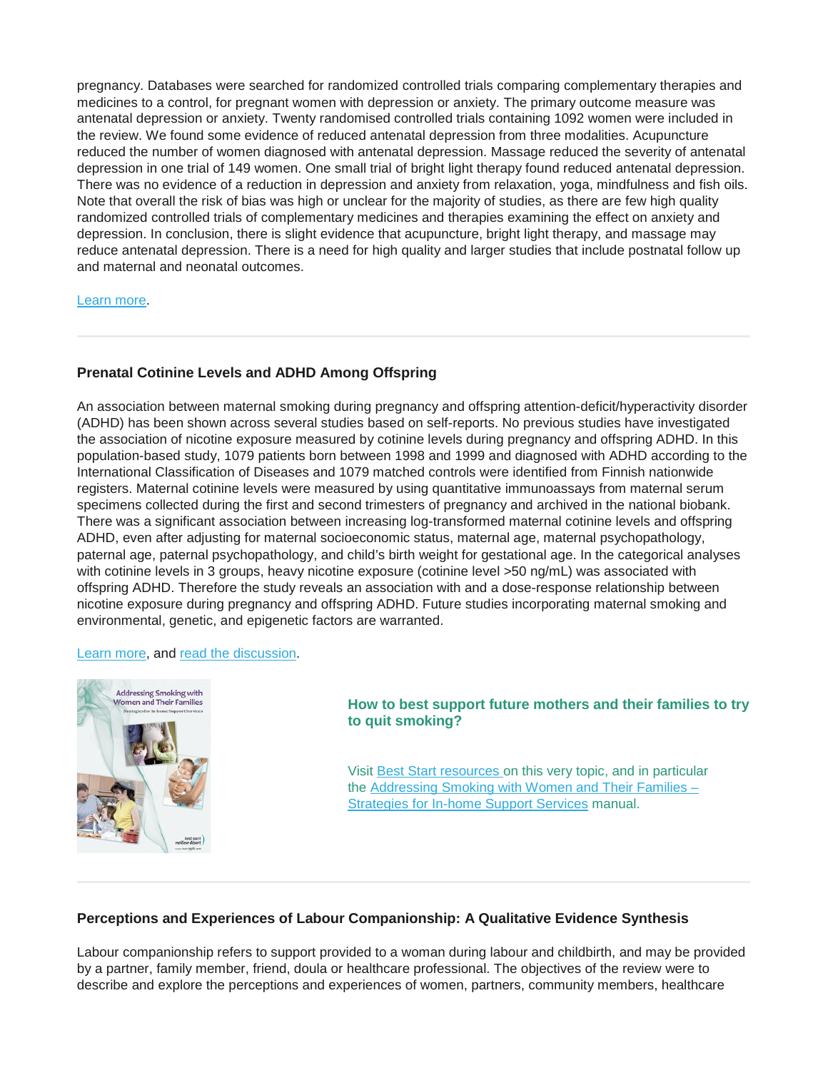pregnancy. Databases were searched for randomized controlled trials comparing complementary therapies and medicines to a control, for pregnant women with depression or anxiety. The primary outcome measure was antenatal depression or anxiety. Twenty randomised controlled trials containing 1092 women were included in the review. We found some evidence of reduced antenatal depression from three modalities. Acupuncture reduced the number of women diagnosed with antenatal depression. Massage reduced the severity of antenatal depression in one trial of 149 women. One small trial of bright light therapy found reduced antenatal depression. There was no evidence of a reduction in depression and anxiety from relaxation, yoga, mindfulness and fish oils. Note that overall the risk of bias was high or unclear for the majority of studies, as there are few high quality randomized controlled trials of complementary medicines and therapies examining the effect on anxiety and depression. In conclusion, there is slight evidence that acupuncture, bright light therapy, and massage may reduce antenatal depression. There is a need for high quality and larger studies that include postnatal follow up and maternal and neonatal outcomes.

Learn more.

---

### Prenatal Cotinine Levels and ADHD Among Offspring

An association between maternal smoking during pregnancy and offspring attention-deficit/hyperactivity disorder (ADHD) has been shown across several studies based on self-reports. No previous studies have investigated the association of nicotine exposure measured by cotinine levels during pregnancy and offspring ADHD. In this population-based study, 1079 patients born between 1998 and 1999 and diagnosed with ADHD according to the International Classification of Diseases and 1079 matched controls were identified from Finnish nationwide registers. Maternal cotinine levels were measured by using quantitative immunoassays from maternal serum specimens collected during the first and second trimesters of pregnancy and archived in the national biobank. There was a significant association between increasing log-transformed maternal cotinine levels and offspring ADHD, even after adjusting for maternal socioeconomic status, maternal age, maternal psychopathology, paternal age, paternal psychopathology, and child's birth weight for gestational age. In the categorical analyses with cotinine levels in 3 groups, heavy nicotine exposure (cotinine level >50 ng/mL) was associated with offspring ADHD. Therefore the study reveals an association with and a dose-response relationship between nicotine exposure during pregnancy and offspring ADHD. Future studies incorporating maternal smoking and environmental, genetic, and epigenetic factors are warranted.

Learn more, and read the discussion.

**How to best support future mothers and their families to try to quit smoking?**

Visit Best Start resources on this very topic, and in particular the Addressing Smoking with Women and Their Families – Strategies for In-home Support Services manual.

---

### Perceptions and Experiences of Labour Companionship: A Qualitative Evidence Synthesis

Labour companionship refers to support provided to a woman during labour and childbirth, and may be provided by a partner, family member, friend, doula or healthcare professional. The objectives of the review were to describe and explore the perceptions and experiences of women, partners, community members, healthcare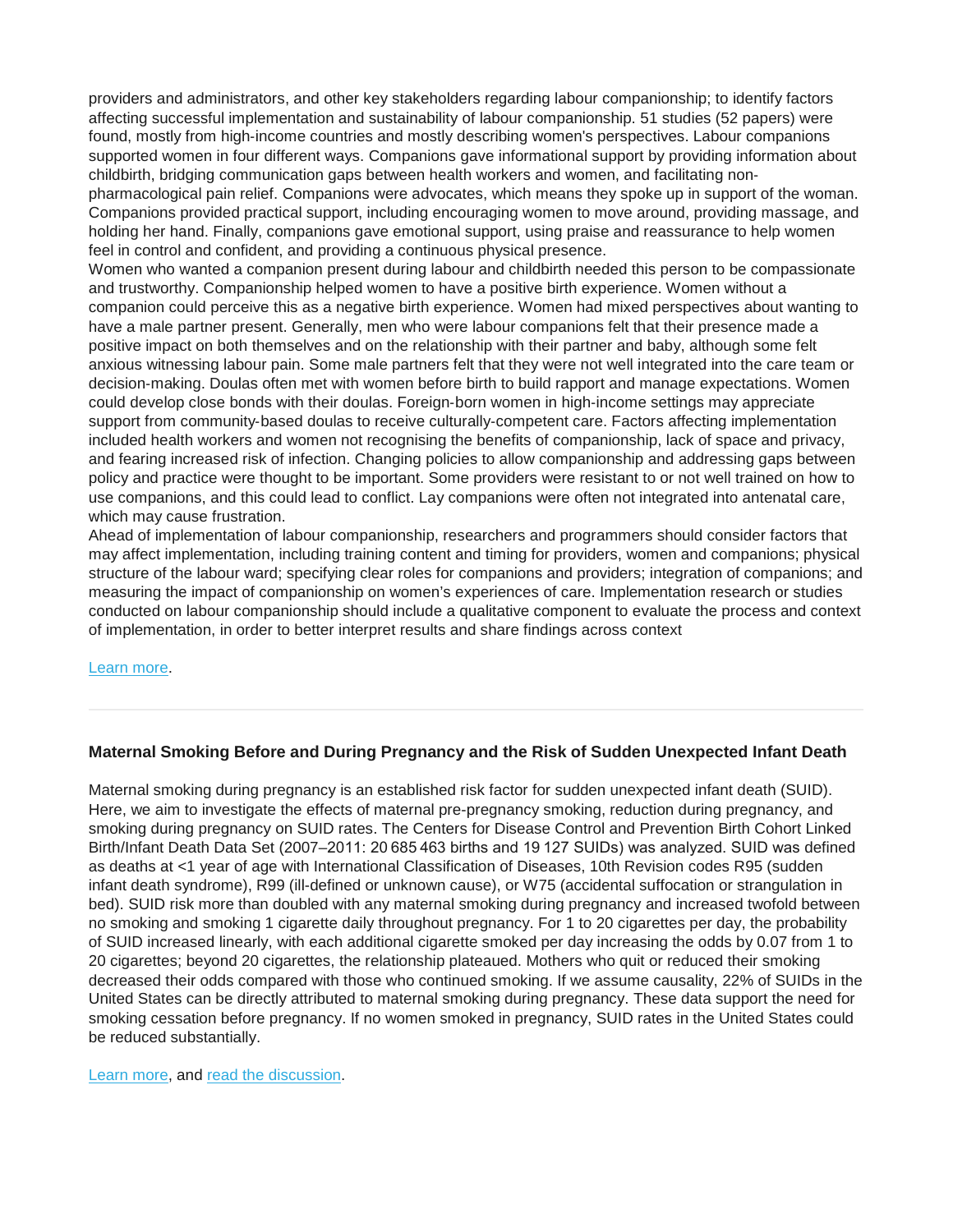providers and administrators, and other key stakeholders regarding labour companionship; to identify factors affecting successful implementation and sustainability of labour companionship. 51 studies (52 papers) were found, mostly from high-income countries and mostly describing women's perspectives. Labour companions supported women in four different ways. Companions gave informational support by providing information about childbirth, bridging communication gaps between health workers and women, and facilitating non-pharmacological pain relief. Companions were advocates, which means they spoke up in support of the woman. Companions provided practical support, including encouraging women to move around, providing massage, and holding her hand. Finally, companions gave emotional support, using praise and reassurance to help women feel in control and confident, and providing a continuous physical presence.

Women who wanted a companion present during labour and childbirth needed this person to be compassionate and trustworthy. Companionship helped women to have a positive birth experience. Women without a companion could perceive this as a negative birth experience. Women had mixed perspectives about wanting to have a male partner present. Generally, men who were labour companions felt that their presence made a positive impact on both themselves and on the relationship with their partner and baby, although some felt anxious witnessing labour pain. Some male partners felt that they were not well integrated into the care team or decision-making. Doulas often met with women before birth to build rapport and manage expectations. Women could develop close bonds with their doulas. Foreign-born women in high-income settings may appreciate support from community-based doulas to receive culturally-competent care. Factors affecting implementation included health workers and women not recognising the benefits of companionship, lack of space and privacy, and fearing increased risk of infection. Changing policies to allow companionship and addressing gaps between policy and practice were thought to be important. Some providers were resistant to or not well trained on how to use companions, and this could lead to conflict. Lay companions were often not integrated into antenatal care, which may cause frustration.

Ahead of implementation of labour companionship, researchers and programmers should consider factors that may affect implementation, including training content and timing for providers, women and companions; physical structure of the labour ward; specifying clear roles for companions and providers; integration of companions; and measuring the impact of companionship on women's experiences of care. Implementation research or studies conducted on labour companionship should include a qualitative component to evaluate the process and context of implementation, in order to better interpret results and share findings across context

Learn more.

---

### Maternal Smoking Before and During Pregnancy and the Risk of Sudden Unexpected Infant Death

Maternal smoking during pregnancy is an established risk factor for sudden unexpected infant death (SUID). Here, we aim to investigate the effects of maternal pre-pregnancy smoking, reduction during pregnancy, and smoking during pregnancy on SUID rates. The Centers for Disease Control and Prevention Birth Cohort Linked Birth/Infant Death Data Set (2007–2011: 20 685 463 births and 19 127 SUIDs) was analyzed. SUID was defined as deaths at <1 year of age with International Classification of Diseases, 10th Revision codes R95 (sudden infant death syndrome), R99 (ill-defined or unknown cause), or W75 (accidental suffocation or strangulation in bed). SUID risk more than doubled with any maternal smoking during pregnancy and increased twofold between no smoking and smoking 1 cigarette daily throughout pregnancy. For 1 to 20 cigarettes per day, the probability of SUID increased linearly, with each additional cigarette smoked per day increasing the odds by 0.07 from 1 to 20 cigarettes; beyond 20 cigarettes, the relationship plateaued. Mothers who quit or reduced their smoking decreased their odds compared with those who continued smoking. If we assume causality, 22% of SUIDs in the United States can be directly attributed to maternal smoking during pregnancy. These data support the need for smoking cessation before pregnancy. If no women smoked in pregnancy, SUID rates in the United States could be reduced substantially.

Learn more, and read the discussion.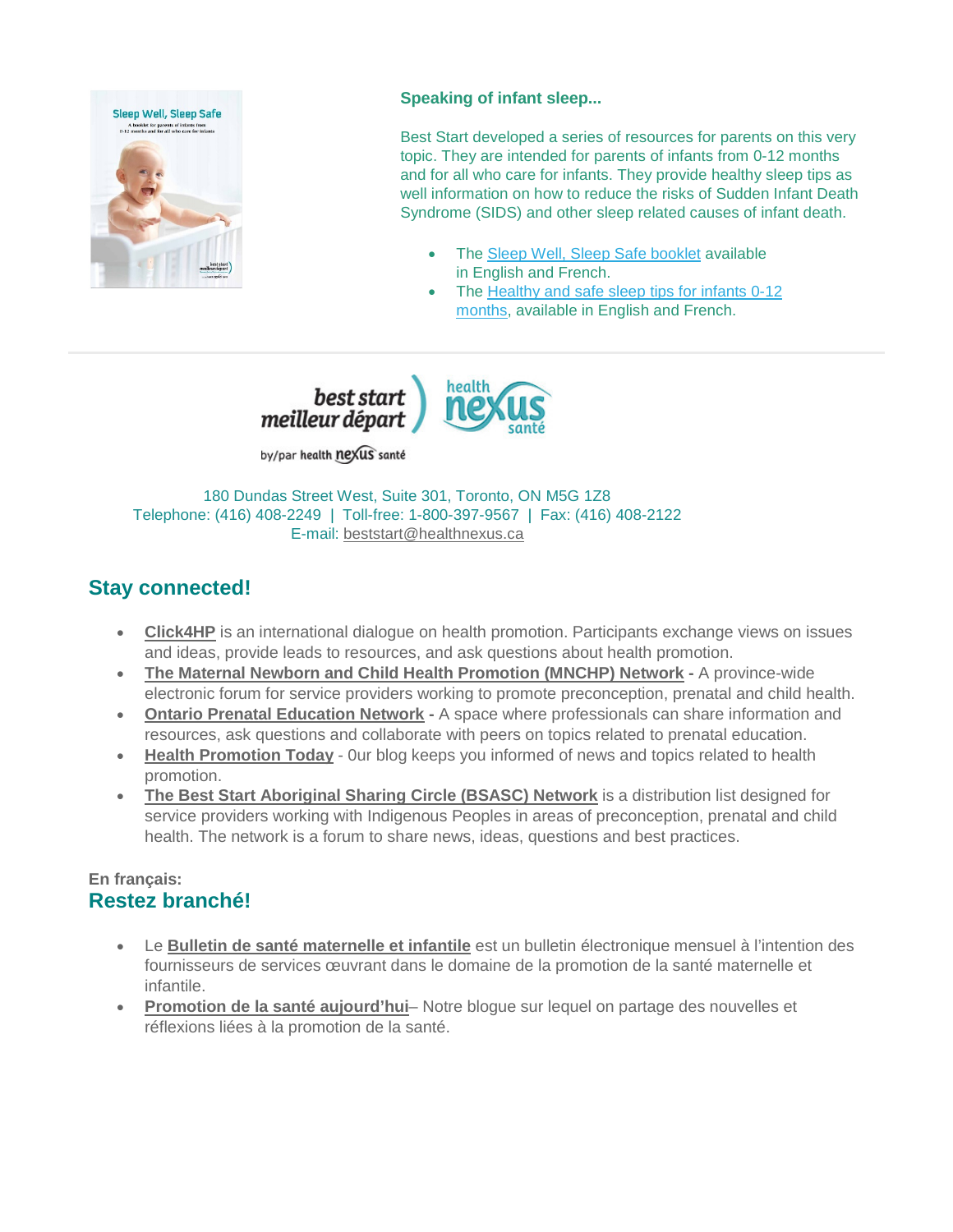**Speaking of infant sleep...**

Best Start developed a series of resources for parents on this very topic. They are intended for parents of infants from 0-12 months and for all who care for infants. They provide healthy sleep tips as well information on how to reduce the risks of Sudden Infant Death Syndrome (SIDS) and other sleep related causes of infant death.

- The Sleep Well, Sleep Safe booklet available in English and French.
- The Healthy and safe sleep tips for infants 0-12 months, available in English and French.

---

180 Dundas Street West, Suite 301, Toronto, ON M5G 1Z8
Telephone: (416) 408-2249 | Toll-free: 1-800-397-9567 | Fax: (416) 408-2122
E-mail: beststart@healthnexus.ca

## Stay connected!

- **Click4HP** is an international dialogue on health promotion. Participants exchange views on issues and ideas, provide leads to resources, and ask questions about health promotion.
- **The Maternal Newborn and Child Health Promotion (MNCHP) Network -** A province-wide electronic forum for service providers working to promote preconception, prenatal and child health.
- **Ontario Prenatal Education Network -** A space where professionals can share information and resources, ask questions and collaborate with peers on topics related to prenatal education.
- **Health Promotion Today** - 0ur blog keeps you informed of news and topics related to health promotion.
- **The Best Start Aboriginal Sharing Circle (BSASC) Network** is a distribution list designed for service providers working with Indigenous Peoples in areas of preconception, prenatal and child health. The network is a forum to share news, ideas, questions and best practices.

**En français:**

## Restez branché!

- Le **Bulletin de santé maternelle et infantile** est un bulletin électronique mensuel à l'intention des fournisseurs de services œuvrant dans le domaine de la promotion de la santé maternelle et infantile.
- **Promotion de la santé aujourd'hui**– Notre blogue sur lequel on partage des nouvelles et réflexions liées à la promotion de la santé.